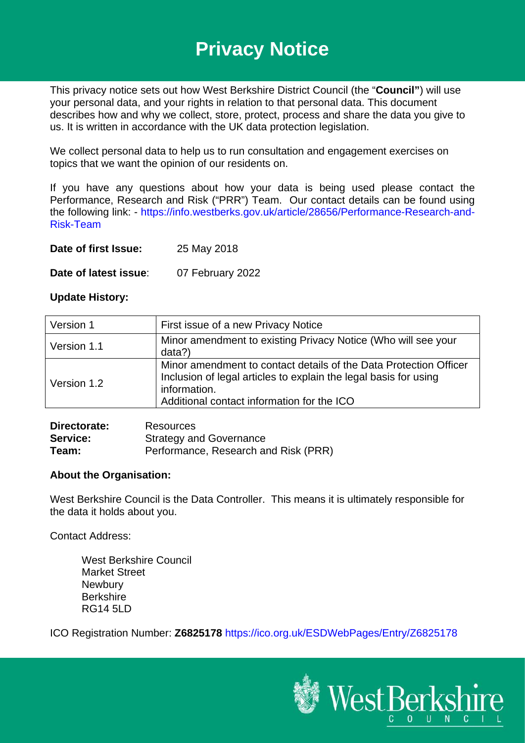# Privacy Notice

This privacy notice sets out how West Berkshire District Council (the "**Council"**) will use your personal data, and your rights in relation to that personal data. This document describes how and why we collect, store, protect, process and share the data you give to us. It is written in accordance with the UK data protection legislation.

We collect personal data to help us to run consultation and engagement exercises on topics that we want the opinion of our residents on.

If you have any questions about how your data is being used please contact the Performance, Research and Risk ("PRR") Team. Our contact details can be found using the following link: - https://info.westberks.gov.uk/article/28656/Performance-Research-and-Risk-Team

**Date of first Issue:** 25 May 2018

**Date of latest issue**: 07 February 2022

**Update History:**

| Version 1 | First issue of a new Privacy Notice |
|---|---|
| Version 1.1 | Minor amendment to existing Privacy Notice (Who will see your data?) |
| Version 1.2 | Minor amendment to contact details of the Data Protection Officer<br>Inclusion of legal articles to explain the legal basis for using information.<br>Additional contact information for the ICO |

**Directorate:** Resources
**Service:** Strategy and Governance
**Team:** Performance, Research and Risk (PRR)

**About the Organisation:**

West Berkshire Council is the Data Controller. This means it is ultimately responsible for the data it holds about you.

Contact Address:

West Berkshire Council
Market Street
Newbury
Berkshire
RG14 5LD

ICO Registration Number: **Z6825178** https://ico.org.uk/ESDWebPages/Entry/Z6825178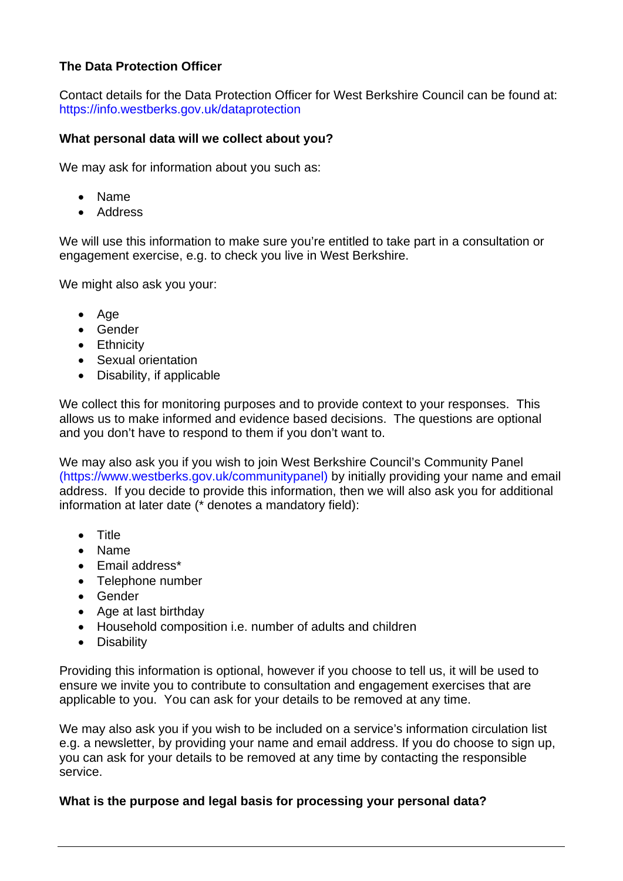**The Data Protection Officer**

Contact details for the Data Protection Officer for West Berkshire Council can be found at: https://info.westberks.gov.uk/dataprotection

**What personal data will we collect about you?**

We may ask for information about you such as:

- Name
- Address

We will use this information to make sure you're entitled to take part in a consultation or engagement exercise, e.g. to check you live in West Berkshire.

We might also ask you your:

- Age
- Gender
- Ethnicity
- Sexual orientation
- Disability, if applicable

We collect this for monitoring purposes and to provide context to your responses. This allows us to make informed and evidence based decisions. The questions are optional and you don't have to respond to them if you don't want to.

We may also ask you if you wish to join West Berkshire Council's Community Panel (https://www.westberks.gov.uk/communitypanel) by initially providing your name and email address. If you decide to provide this information, then we will also ask you for additional information at later date (* denotes a mandatory field):

- Title
- Name
- Email address*
- Telephone number
- Gender
- Age at last birthday
- Household composition i.e. number of adults and children
- Disability

Providing this information is optional, however if you choose to tell us, it will be used to ensure we invite you to contribute to consultation and engagement exercises that are applicable to you. You can ask for your details to be removed at any time.

We may also ask you if you wish to be included on a service's information circulation list e.g. a newsletter, by providing your name and email address. If you do choose to sign up, you can ask for your details to be removed at any time by contacting the responsible service.

**What is the purpose and legal basis for processing your personal data?**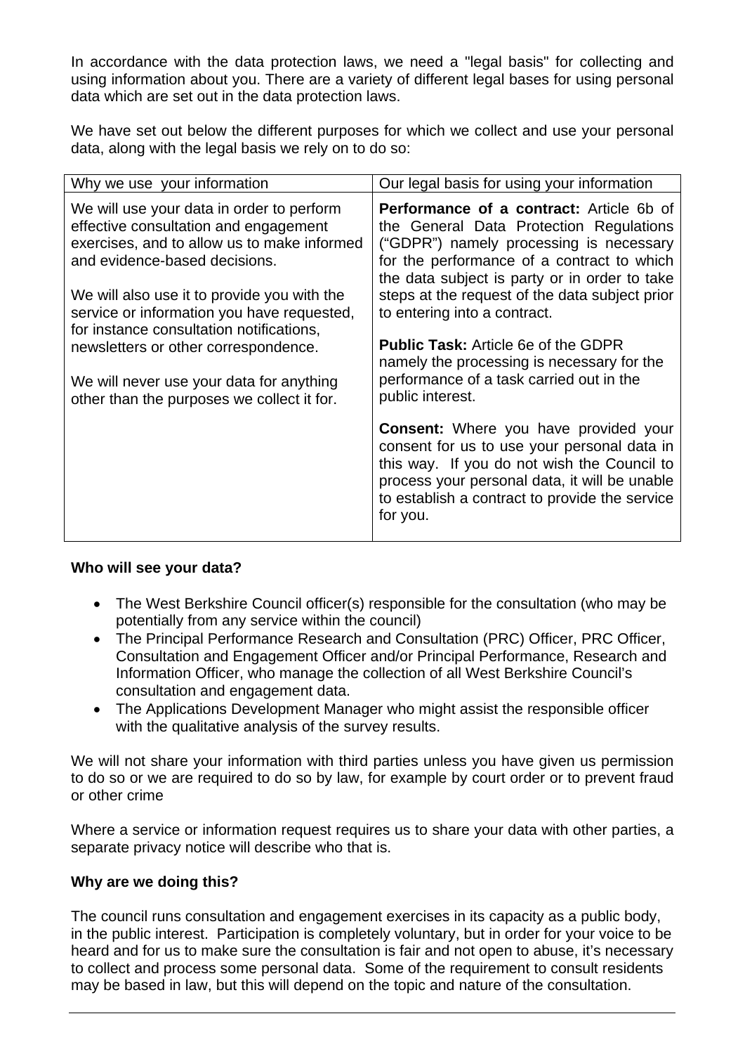In accordance with the data protection laws, we need a "legal basis" for collecting and using information about you. There are a variety of different legal bases for using personal data which are set out in the data protection laws.

We have set out below the different purposes for which we collect and use your personal data, along with the legal basis we rely on to do so:

| Why we use your information | Our legal basis for using your information |
|---|---|
| We will use your data in order to perform effective consultation and engagement exercises, and to allow us to make informed and evidence-based decisions.<br><br>We will also use it to provide you with the service or information you have requested, for instance consultation notifications, newsletters or other correspondence.<br><br>We will never use your data for anything other than the purposes we collect it for. | **Performance of a contract:** Article 6b of the General Data Protection Regulations ("GDPR") namely processing is necessary for the performance of a contract to which the data subject is party or in order to take steps at the request of the data subject prior to entering into a contract.<br><br>**Public Task:** Article 6e of the GDPR namely the processing is necessary for the performance of a task carried out in the public interest.<br><br>**Consent:** Where you have provided your consent for us to use your personal data in this way. If you do not wish the Council to process your personal data, it will be unable to establish a contract to provide the service for you. |

**Who will see your data?**

- The West Berkshire Council officer(s) responsible for the consultation (who may be potentially from any service within the council)
- The Principal Performance Research and Consultation (PRC) Officer, PRC Officer, Consultation and Engagement Officer and/or Principal Performance, Research and Information Officer, who manage the collection of all West Berkshire Council's consultation and engagement data.
- The Applications Development Manager who might assist the responsible officer with the qualitative analysis of the survey results.

We will not share your information with third parties unless you have given us permission to do so or we are required to do so by law, for example by court order or to prevent fraud or other crime

Where a service or information request requires us to share your data with other parties, a separate privacy notice will describe who that is.

**Why are we doing this?**

The council runs consultation and engagement exercises in its capacity as a public body, in the public interest. Participation is completely voluntary, but in order for your voice to be heard and for us to make sure the consultation is fair and not open to abuse, it's necessary to collect and process some personal data. Some of the requirement to consult residents may be based in law, but this will depend on the topic and nature of the consultation.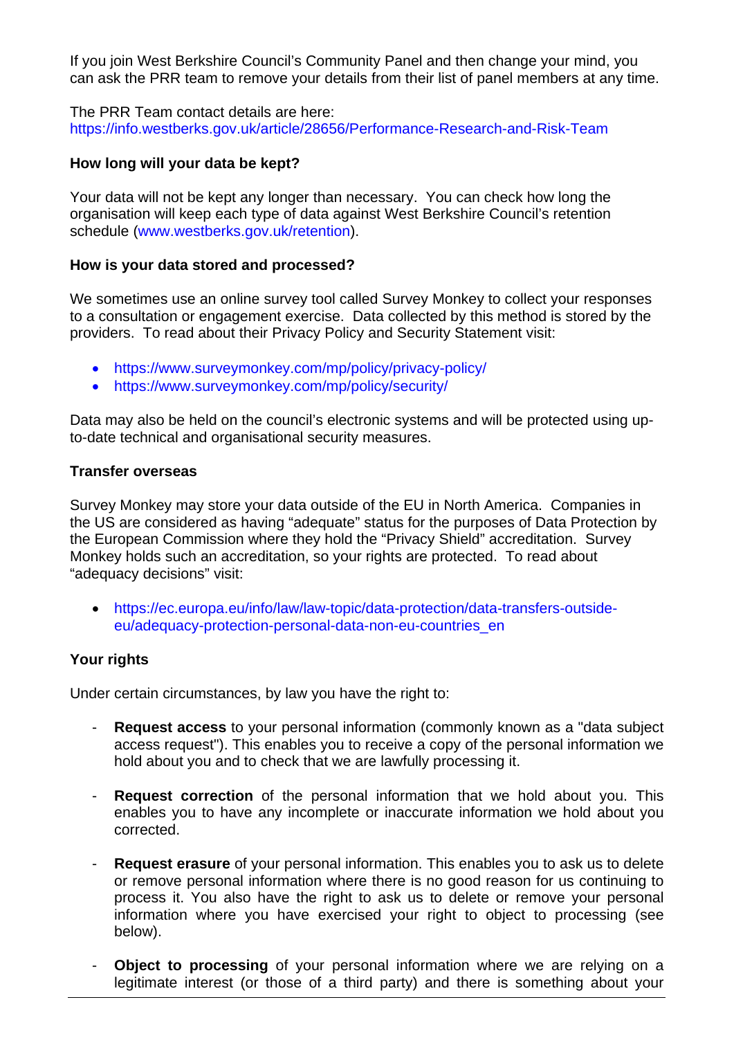If you join West Berkshire Council's Community Panel and then change your mind, you can ask the PRR team to remove your details from their list of panel members at any time.

The PRR Team contact details are here:
https://info.westberks.gov.uk/article/28656/Performance-Research-and-Risk-Team

**How long will your data be kept?**

Your data will not be kept any longer than necessary. You can check how long the organisation will keep each type of data against West Berkshire Council's retention schedule (www.westberks.gov.uk/retention).

**How is your data stored and processed?**

We sometimes use an online survey tool called Survey Monkey to collect your responses to a consultation or engagement exercise. Data collected by this method is stored by the providers. To read about their Privacy Policy and Security Statement visit:

- https://www.surveymonkey.com/mp/policy/privacy-policy/
- https://www.surveymonkey.com/mp/policy/security/

Data may also be held on the council's electronic systems and will be protected using up-to-date technical and organisational security measures.

**Transfer overseas**

Survey Monkey may store your data outside of the EU in North America. Companies in the US are considered as having "adequate" status for the purposes of Data Protection by the European Commission where they hold the "Privacy Shield" accreditation. Survey Monkey holds such an accreditation, so your rights are protected. To read about "adequacy decisions" visit:

- https://ec.europa.eu/info/law/law-topic/data-protection/data-transfers-outside-eu/adequacy-protection-personal-data-non-eu-countries_en

**Your rights**

Under certain circumstances, by law you have the right to:

- **Request access** to your personal information (commonly known as a "data subject access request"). This enables you to receive a copy of the personal information we hold about you and to check that we are lawfully processing it.

- **Request correction** of the personal information that we hold about you. This enables you to have any incomplete or inaccurate information we hold about you corrected.

- **Request erasure** of your personal information. This enables you to ask us to delete or remove personal information where there is no good reason for us continuing to process it. You also have the right to ask us to delete or remove your personal information where you have exercised your right to object to processing (see below).

- **Object to processing** of your personal information where we are relying on a legitimate interest (or those of a third party) and there is something about your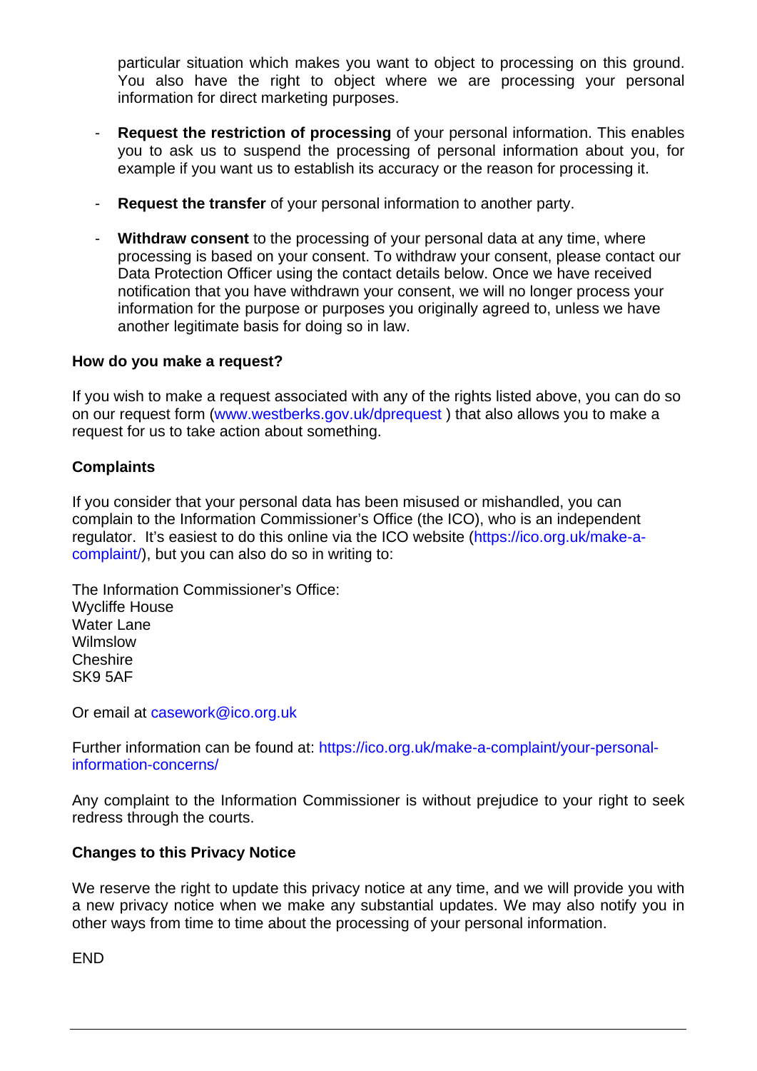particular situation which makes you want to object to processing on this ground. You also have the right to object where we are processing your personal information for direct marketing purposes.

- **Request the restriction of processing** of your personal information. This enables you to ask us to suspend the processing of personal information about you, for example if you want us to establish its accuracy or the reason for processing it.

- **Request the transfer** of your personal information to another party.

- **Withdraw consent** to the processing of your personal data at any time, where processing is based on your consent. To withdraw your consent, please contact our Data Protection Officer using the contact details below. Once we have received notification that you have withdrawn your consent, we will no longer process your information for the purpose or purposes you originally agreed to, unless we have another legitimate basis for doing so in law.

**How do you make a request?**

If you wish to make a request associated with any of the rights listed above, you can do so on our request form (www.westberks.gov.uk/dprequest ) that also allows you to make a request for us to take action about something.

**Complaints**

If you consider that your personal data has been misused or mishandled, you can complain to the Information Commissioner's Office (the ICO), who is an independent regulator. It's easiest to do this online via the ICO website (https://ico.org.uk/make-a-complaint/), but you can also do so in writing to:

The Information Commissioner's Office:
Wycliffe House
Water Lane
Wilmslow
Cheshire
SK9 5AF

Or email at casework@ico.org.uk

Further information can be found at: https://ico.org.uk/make-a-complaint/your-personal-information-concerns/

Any complaint to the Information Commissioner is without prejudice to your right to seek redress through the courts.

**Changes to this Privacy Notice**

We reserve the right to update this privacy notice at any time, and we will provide you with a new privacy notice when we make any substantial updates. We may also notify you in other ways from time to time about the processing of your personal information.

END